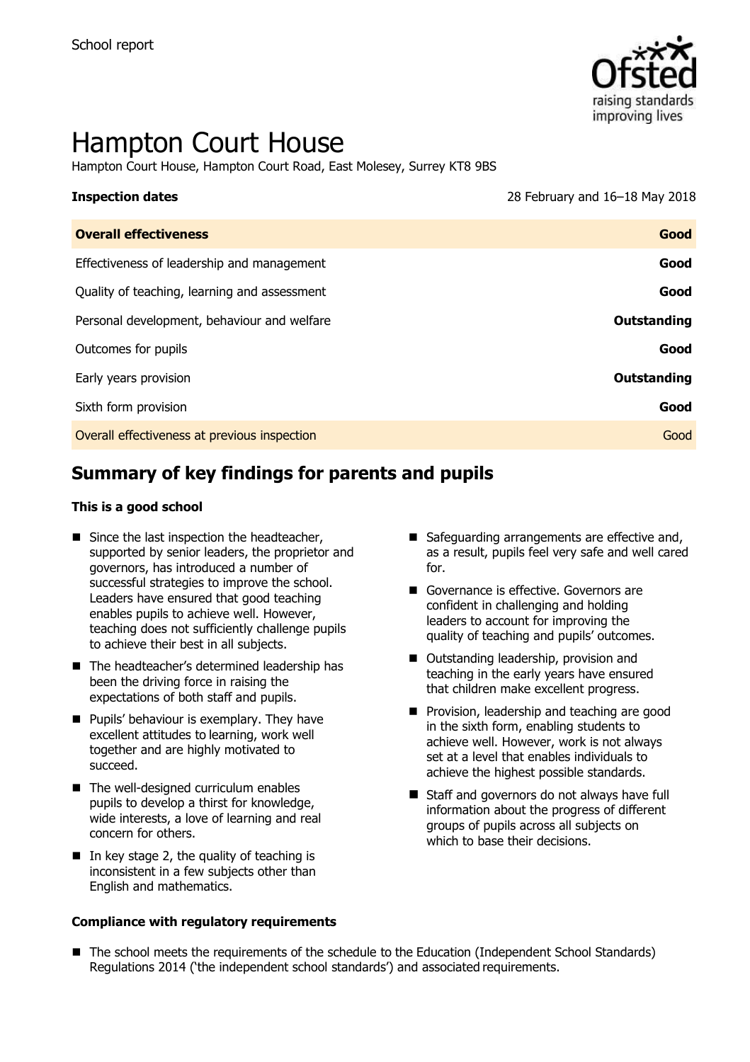School report

# Hampton Court House

Hampton Court House, Hampton Court Road, East Molesey, Surrey KT8 9BS

| **Inspection dates** | 28 February and 16–18 May 2018 |
| --- | --- |
| **Overall effectiveness** | **Good** |
| Effectiveness of leadership and management | **Good** |
| Quality of teaching, learning and assessment | **Good** |
| Personal development, behaviour and welfare | **Outstanding** |
| Outcomes for pupils | **Good** |
| Early years provision | **Outstanding** |
| Sixth form provision | **Good** |
| Overall effectiveness at previous inspection | Good |

## Summary of key findings for parents and pupils

**This is a good school**

- Since the last inspection the headteacher, supported by senior leaders, the proprietor and governors, has introduced a number of successful strategies to improve the school. Leaders have ensured that good teaching enables pupils to achieve well. However, teaching does not sufficiently challenge pupils to achieve their best in all subjects.
- The headteacher's determined leadership has been the driving force in raising the expectations of both staff and pupils.
- Pupils' behaviour is exemplary. They have excellent attitudes to learning, work well together and are highly motivated to succeed.
- The well-designed curriculum enables pupils to develop a thirst for knowledge, wide interests, a love of learning and real concern for others.
- In key stage 2, the quality of teaching is inconsistent in a few subjects other than English and mathematics.
- Safeguarding arrangements are effective and, as a result, pupils feel very safe and well cared for.
- Governance is effective. Governors are confident in challenging and holding leaders to account for improving the quality of teaching and pupils' outcomes.
- Outstanding leadership, provision and teaching in the early years have ensured that children make excellent progress.
- Provision, leadership and teaching are good in the sixth form, enabling students to achieve well. However, work is not always set at a level that enables individuals to achieve the highest possible standards.
- Staff and governors do not always have full information about the progress of different groups of pupils across all subjects on which to base their decisions.

**Compliance with regulatory requirements**

- The school meets the requirements of the schedule to the Education (Independent School Standards) Regulations 2014 ('the independent school standards') and associated requirements.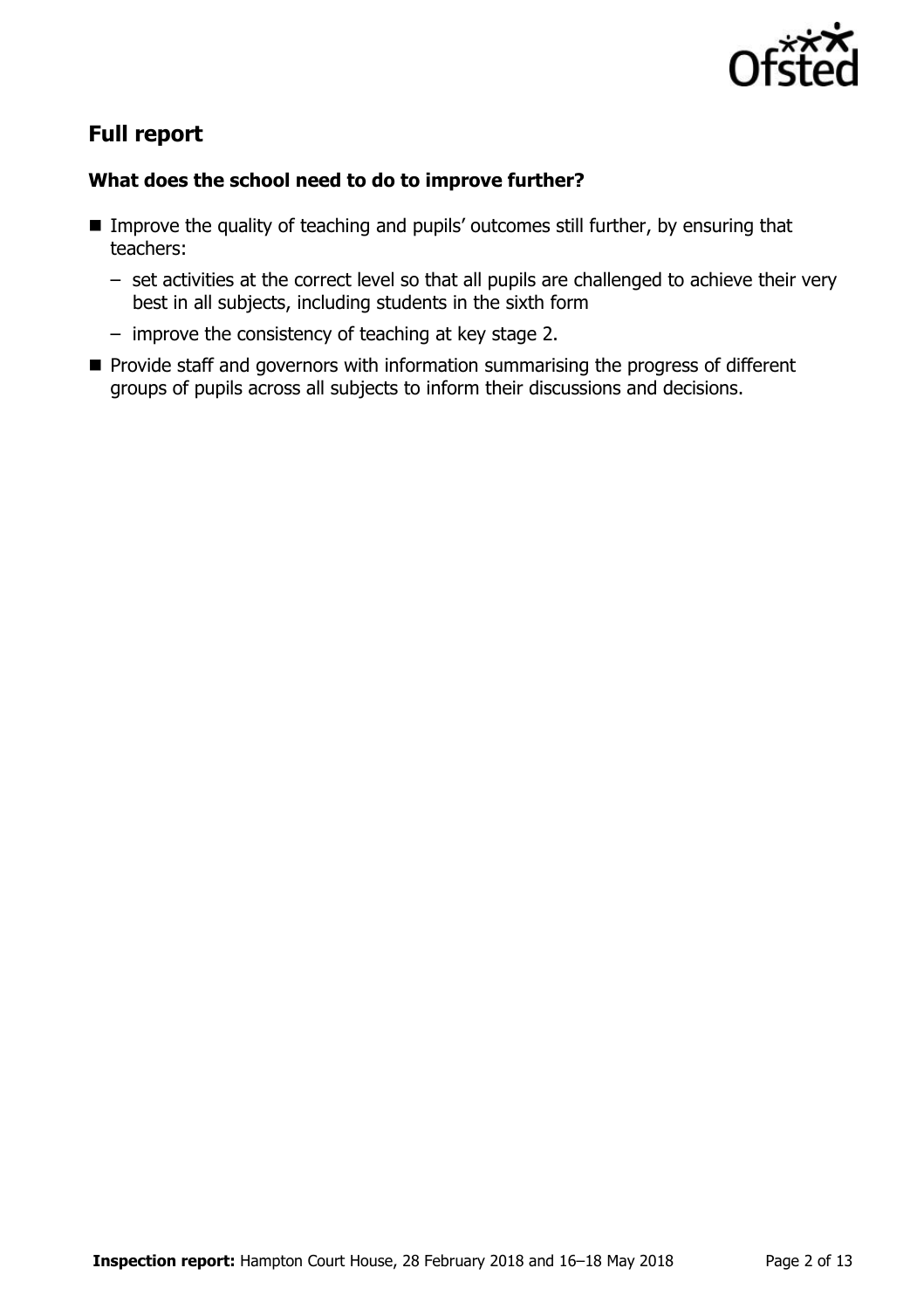## Full report

### What does the school need to do to improve further?

- Improve the quality of teaching and pupils' outcomes still further, by ensuring that teachers:
  - set activities at the correct level so that all pupils are challenged to achieve their very best in all subjects, including students in the sixth form
  - improve the consistency of teaching at key stage 2.
- Provide staff and governors with information summarising the progress of different groups of pupils across all subjects to inform their discussions and decisions.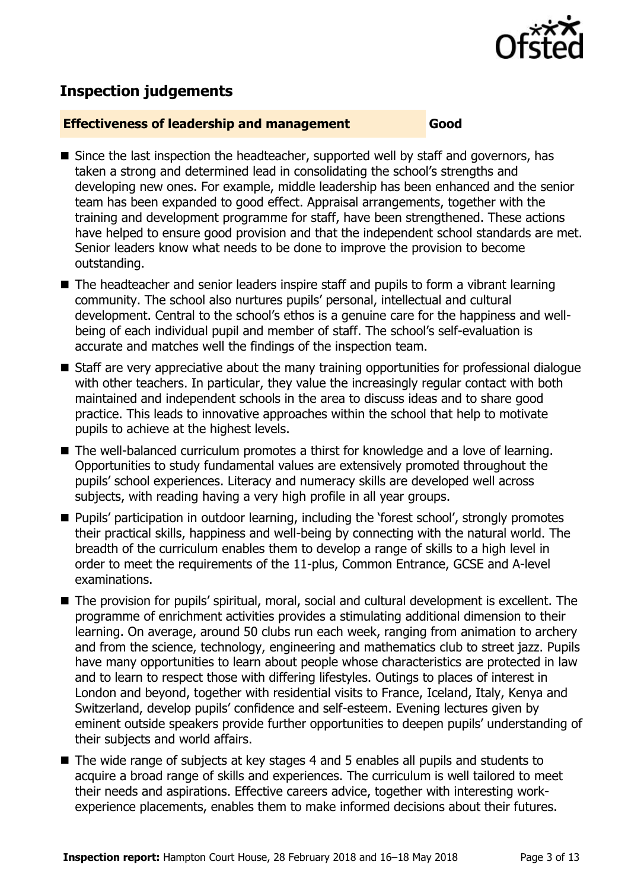## Inspection judgements

**Effectiveness of leadership and management** **Good**

- Since the last inspection the headteacher, supported well by staff and governors, has taken a strong and determined lead in consolidating the school's strengths and developing new ones. For example, middle leadership has been enhanced and the senior team has been expanded to good effect. Appraisal arrangements, together with the training and development programme for staff, have been strengthened. These actions have helped to ensure good provision and that the independent school standards are met. Senior leaders know what needs to be done to improve the provision to become outstanding.
- The headteacher and senior leaders inspire staff and pupils to form a vibrant learning community. The school also nurtures pupils' personal, intellectual and cultural development. Central to the school's ethos is a genuine care for the happiness and well-being of each individual pupil and member of staff. The school's self-evaluation is accurate and matches well the findings of the inspection team.
- Staff are very appreciative about the many training opportunities for professional dialogue with other teachers. In particular, they value the increasingly regular contact with both maintained and independent schools in the area to discuss ideas and to share good practice. This leads to innovative approaches within the school that help to motivate pupils to achieve at the highest levels.
- The well-balanced curriculum promotes a thirst for knowledge and a love of learning. Opportunities to study fundamental values are extensively promoted throughout the pupils' school experiences. Literacy and numeracy skills are developed well across subjects, with reading having a very high profile in all year groups.
- Pupils' participation in outdoor learning, including the 'forest school', strongly promotes their practical skills, happiness and well-being by connecting with the natural world. The breadth of the curriculum enables them to develop a range of skills to a high level in order to meet the requirements of the 11-plus, Common Entrance, GCSE and A-level examinations.
- The provision for pupils' spiritual, moral, social and cultural development is excellent. The programme of enrichment activities provides a stimulating additional dimension to their learning. On average, around 50 clubs run each week, ranging from animation to archery and from the science, technology, engineering and mathematics club to street jazz. Pupils have many opportunities to learn about people whose characteristics are protected in law and to learn to respect those with differing lifestyles. Outings to places of interest in London and beyond, together with residential visits to France, Iceland, Italy, Kenya and Switzerland, develop pupils' confidence and self-esteem. Evening lectures given by eminent outside speakers provide further opportunities to deepen pupils' understanding of their subjects and world affairs.
- The wide range of subjects at key stages 4 and 5 enables all pupils and students to acquire a broad range of skills and experiences. The curriculum is well tailored to meet their needs and aspirations. Effective careers advice, together with interesting work-experience placements, enables them to make informed decisions about their futures.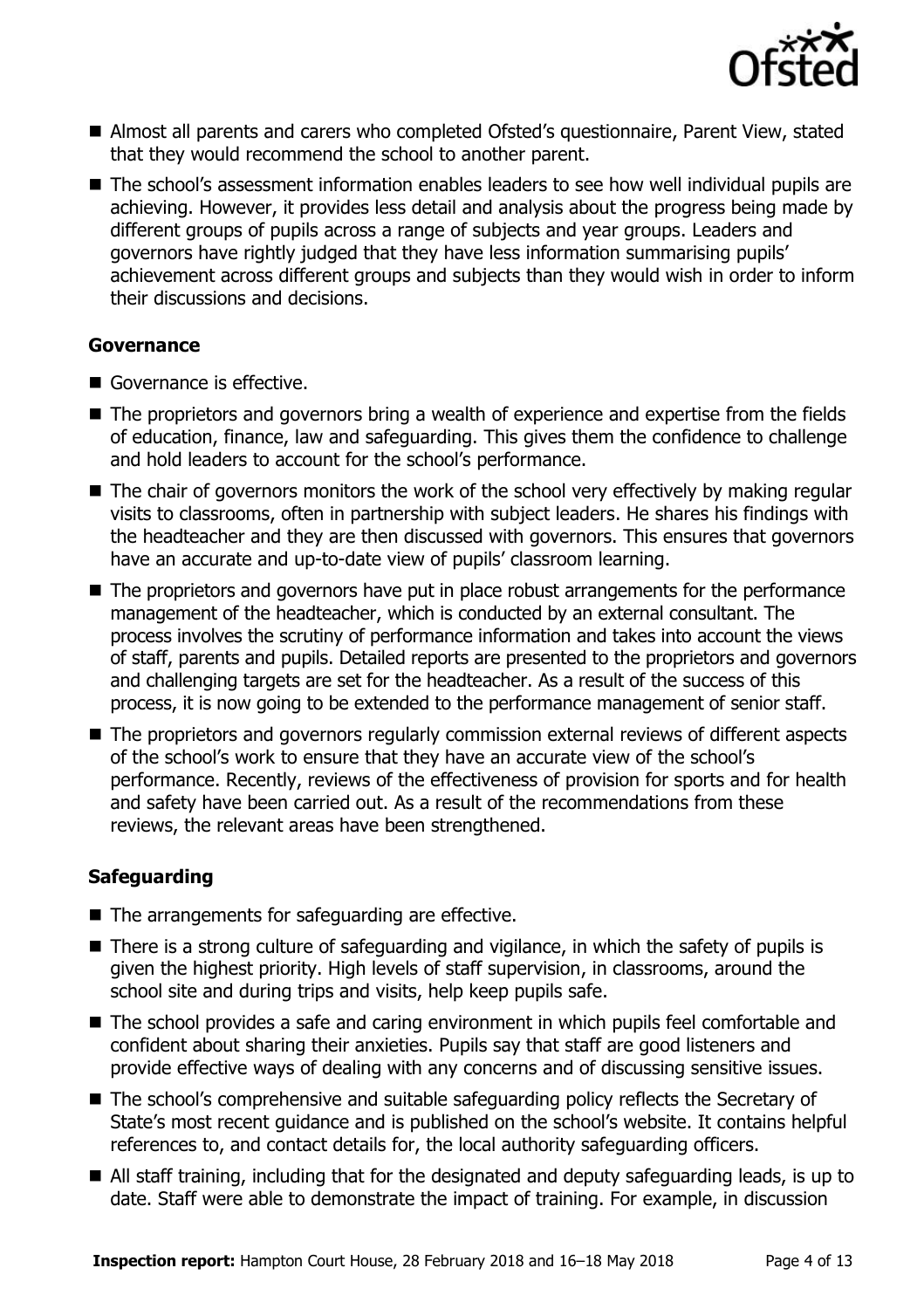- Almost all parents and carers who completed Ofsted's questionnaire, Parent View, stated that they would recommend the school to another parent.
- The school's assessment information enables leaders to see how well individual pupils are achieving. However, it provides less detail and analysis about the progress being made by different groups of pupils across a range of subjects and year groups. Leaders and governors have rightly judged that they have less information summarising pupils' achievement across different groups and subjects than they would wish in order to inform their discussions and decisions.

### Governance

- Governance is effective.
- The proprietors and governors bring a wealth of experience and expertise from the fields of education, finance, law and safeguarding. This gives them the confidence to challenge and hold leaders to account for the school's performance.
- The chair of governors monitors the work of the school very effectively by making regular visits to classrooms, often in partnership with subject leaders. He shares his findings with the headteacher and they are then discussed with governors. This ensures that governors have an accurate and up-to-date view of pupils' classroom learning.
- The proprietors and governors have put in place robust arrangements for the performance management of the headteacher, which is conducted by an external consultant. The process involves the scrutiny of performance information and takes into account the views of staff, parents and pupils. Detailed reports are presented to the proprietors and governors and challenging targets are set for the headteacher. As a result of the success of this process, it is now going to be extended to the performance management of senior staff.
- The proprietors and governors regularly commission external reviews of different aspects of the school's work to ensure that they have an accurate view of the school's performance. Recently, reviews of the effectiveness of provision for sports and for health and safety have been carried out. As a result of the recommendations from these reviews, the relevant areas have been strengthened.

### Safeguarding

- The arrangements for safeguarding are effective.
- There is a strong culture of safeguarding and vigilance, in which the safety of pupils is given the highest priority. High levels of staff supervision, in classrooms, around the school site and during trips and visits, help keep pupils safe.
- The school provides a safe and caring environment in which pupils feel comfortable and confident about sharing their anxieties. Pupils say that staff are good listeners and provide effective ways of dealing with any concerns and of discussing sensitive issues.
- The school's comprehensive and suitable safeguarding policy reflects the Secretary of State's most recent guidance and is published on the school's website. It contains helpful references to, and contact details for, the local authority safeguarding officers.
- All staff training, including that for the designated and deputy safeguarding leads, is up to date. Staff were able to demonstrate the impact of training. For example, in discussion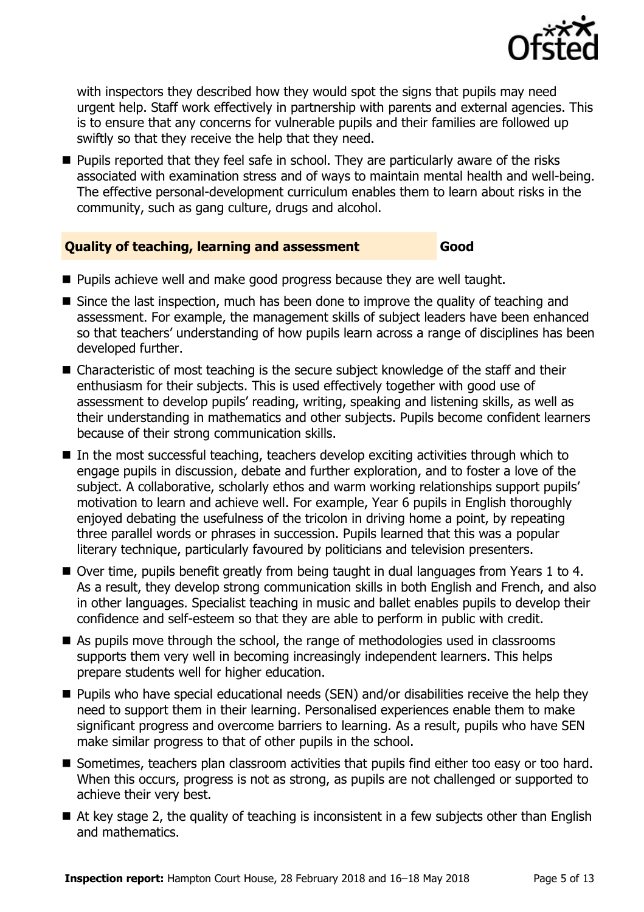with inspectors they described how they would spot the signs that pupils may need urgent help. Staff work effectively in partnership with parents and external agencies. This is to ensure that any concerns for vulnerable pupils and their families are followed up swiftly so that they receive the help that they need.

- Pupils reported that they feel safe in school. They are particularly aware of the risks associated with examination stress and of ways to maintain mental health and well-being. The effective personal-development curriculum enables them to learn about risks in the community, such as gang culture, drugs and alcohol.

## Quality of teaching, learning and assessment — Good

- Pupils achieve well and make good progress because they are well taught.
- Since the last inspection, much has been done to improve the quality of teaching and assessment. For example, the management skills of subject leaders have been enhanced so that teachers' understanding of how pupils learn across a range of disciplines has been developed further.
- Characteristic of most teaching is the secure subject knowledge of the staff and their enthusiasm for their subjects. This is used effectively together with good use of assessment to develop pupils' reading, writing, speaking and listening skills, as well as their understanding in mathematics and other subjects. Pupils become confident learners because of their strong communication skills.
- In the most successful teaching, teachers develop exciting activities through which to engage pupils in discussion, debate and further exploration, and to foster a love of the subject. A collaborative, scholarly ethos and warm working relationships support pupils' motivation to learn and achieve well. For example, Year 6 pupils in English thoroughly enjoyed debating the usefulness of the tricolon in driving home a point, by repeating three parallel words or phrases in succession. Pupils learned that this was a popular literary technique, particularly favoured by politicians and television presenters.
- Over time, pupils benefit greatly from being taught in dual languages from Years 1 to 4. As a result, they develop strong communication skills in both English and French, and also in other languages. Specialist teaching in music and ballet enables pupils to develop their confidence and self-esteem so that they are able to perform in public with credit.
- As pupils move through the school, the range of methodologies used in classrooms supports them very well in becoming increasingly independent learners. This helps prepare students well for higher education.
- Pupils who have special educational needs (SEN) and/or disabilities receive the help they need to support them in their learning. Personalised experiences enable them to make significant progress and overcome barriers to learning. As a result, pupils who have SEN make similar progress to that of other pupils in the school.
- Sometimes, teachers plan classroom activities that pupils find either too easy or too hard. When this occurs, progress is not as strong, as pupils are not challenged or supported to achieve their very best.
- At key stage 2, the quality of teaching is inconsistent in a few subjects other than English and mathematics.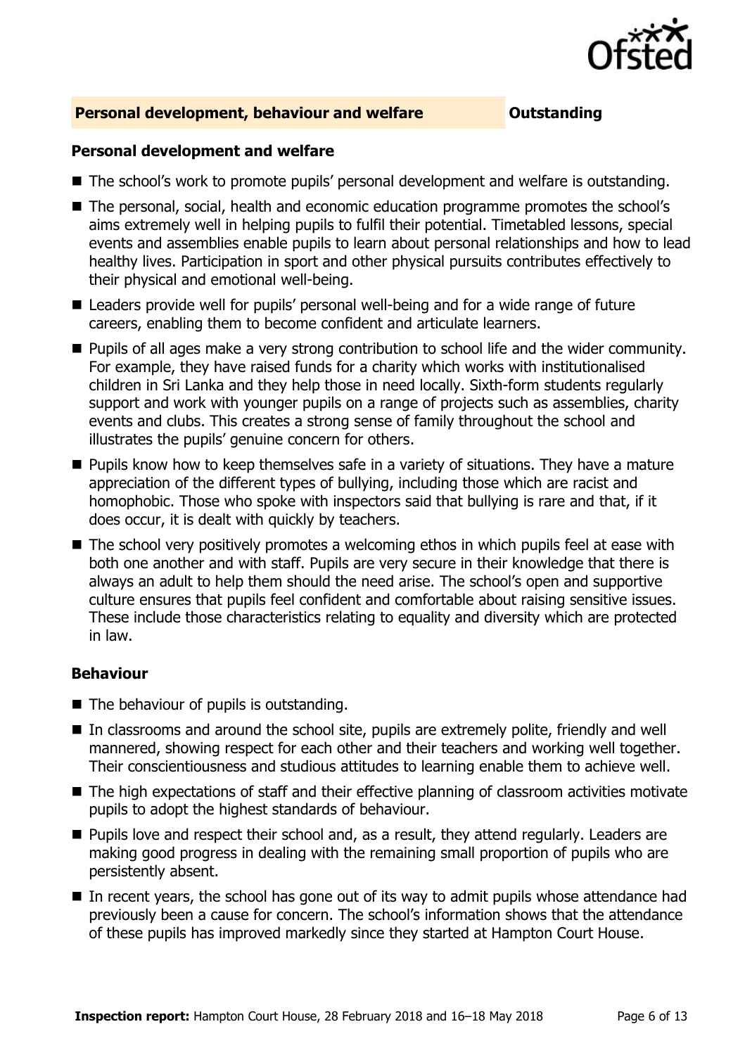## Personal development, behaviour and welfare — Outstanding

### Personal development and welfare

- The school's work to promote pupils' personal development and welfare is outstanding.
- The personal, social, health and economic education programme promotes the school's aims extremely well in helping pupils to fulfil their potential. Timetabled lessons, special events and assemblies enable pupils to learn about personal relationships and how to lead healthy lives. Participation in sport and other physical pursuits contributes effectively to their physical and emotional well-being.
- Leaders provide well for pupils' personal well-being and for a wide range of future careers, enabling them to become confident and articulate learners.
- Pupils of all ages make a very strong contribution to school life and the wider community. For example, they have raised funds for a charity which works with institutionalised children in Sri Lanka and they help those in need locally. Sixth-form students regularly support and work with younger pupils on a range of projects such as assemblies, charity events and clubs. This creates a strong sense of family throughout the school and illustrates the pupils' genuine concern for others.
- Pupils know how to keep themselves safe in a variety of situations. They have a mature appreciation of the different types of bullying, including those which are racist and homophobic. Those who spoke with inspectors said that bullying is rare and that, if it does occur, it is dealt with quickly by teachers.
- The school very positively promotes a welcoming ethos in which pupils feel at ease with both one another and with staff. Pupils are very secure in their knowledge that there is always an adult to help them should the need arise. The school's open and supportive culture ensures that pupils feel confident and comfortable about raising sensitive issues. These include those characteristics relating to equality and diversity which are protected in law.

### Behaviour

- The behaviour of pupils is outstanding.
- In classrooms and around the school site, pupils are extremely polite, friendly and well mannered, showing respect for each other and their teachers and working well together. Their conscientiousness and studious attitudes to learning enable them to achieve well.
- The high expectations of staff and their effective planning of classroom activities motivate pupils to adopt the highest standards of behaviour.
- Pupils love and respect their school and, as a result, they attend regularly. Leaders are making good progress in dealing with the remaining small proportion of pupils who are persistently absent.
- In recent years, the school has gone out of its way to admit pupils whose attendance had previously been a cause for concern. The school's information shows that the attendance of these pupils has improved markedly since they started at Hampton Court House.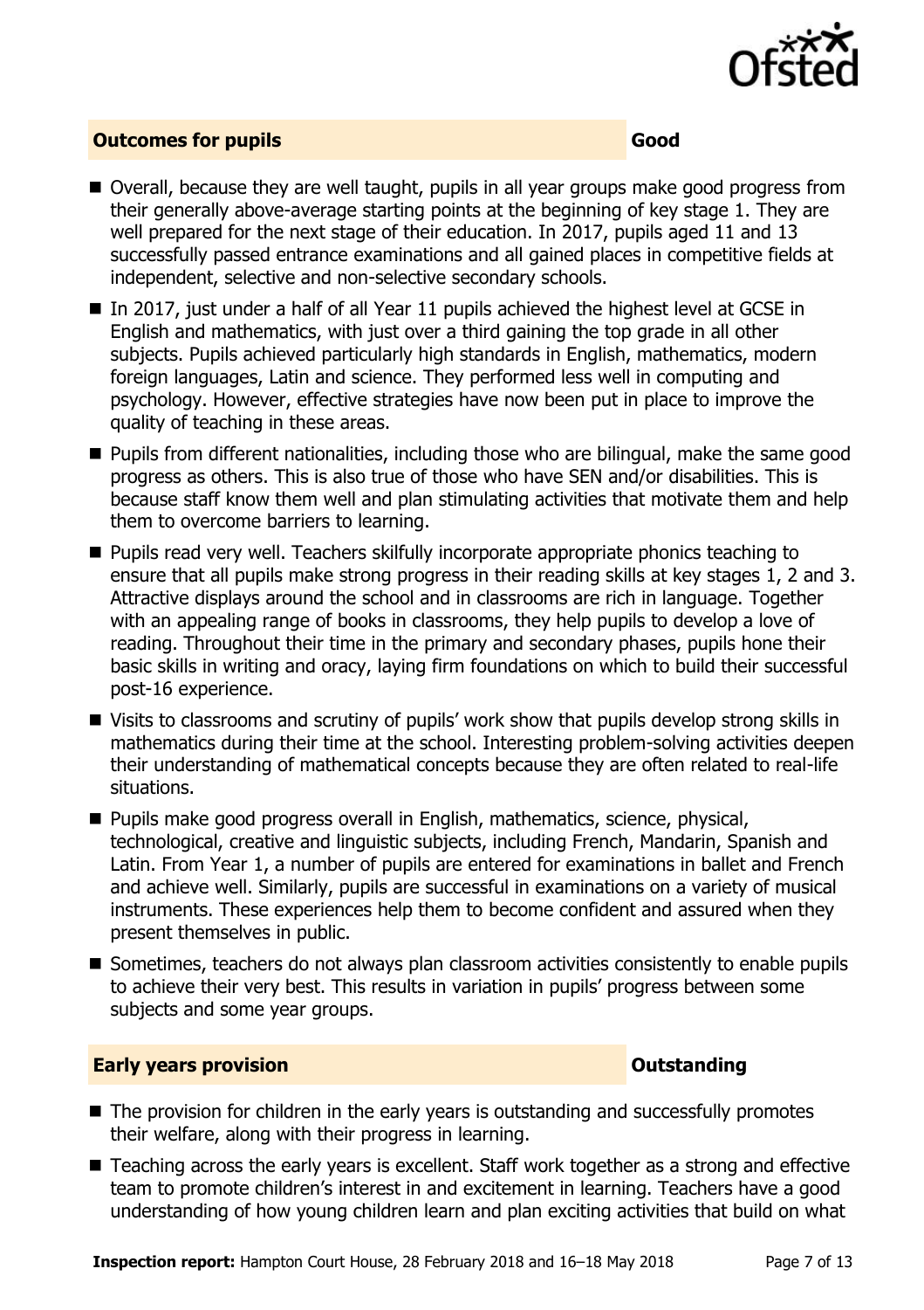## Outcomes for pupils — Good

- Overall, because they are well taught, pupils in all year groups make good progress from their generally above-average starting points at the beginning of key stage 1. They are well prepared for the next stage of their education. In 2017, pupils aged 11 and 13 successfully passed entrance examinations and all gained places in competitive fields at independent, selective and non-selective secondary schools.
- In 2017, just under a half of all Year 11 pupils achieved the highest level at GCSE in English and mathematics, with just over a third gaining the top grade in all other subjects. Pupils achieved particularly high standards in English, mathematics, modern foreign languages, Latin and science. They performed less well in computing and psychology. However, effective strategies have now been put in place to improve the quality of teaching in these areas.
- Pupils from different nationalities, including those who are bilingual, make the same good progress as others. This is also true of those who have SEN and/or disabilities. This is because staff know them well and plan stimulating activities that motivate them and help them to overcome barriers to learning.
- Pupils read very well. Teachers skilfully incorporate appropriate phonics teaching to ensure that all pupils make strong progress in their reading skills at key stages 1, 2 and 3. Attractive displays around the school and in classrooms are rich in language. Together with an appealing range of books in classrooms, they help pupils to develop a love of reading. Throughout their time in the primary and secondary phases, pupils hone their basic skills in writing and oracy, laying firm foundations on which to build their successful post-16 experience.
- Visits to classrooms and scrutiny of pupils' work show that pupils develop strong skills in mathematics during their time at the school. Interesting problem-solving activities deepen their understanding of mathematical concepts because they are often related to real-life situations.
- Pupils make good progress overall in English, mathematics, science, physical, technological, creative and linguistic subjects, including French, Mandarin, Spanish and Latin. From Year 1, a number of pupils are entered for examinations in ballet and French and achieve well. Similarly, pupils are successful in examinations on a variety of musical instruments. These experiences help them to become confident and assured when they present themselves in public.
- Sometimes, teachers do not always plan classroom activities consistently to enable pupils to achieve their very best. This results in variation in pupils' progress between some subjects and some year groups.

## Early years provision — Outstanding

- The provision for children in the early years is outstanding and successfully promotes their welfare, along with their progress in learning.
- Teaching across the early years is excellent. Staff work together as a strong and effective team to promote children's interest in and excitement in learning. Teachers have a good understanding of how young children learn and plan exciting activities that build on what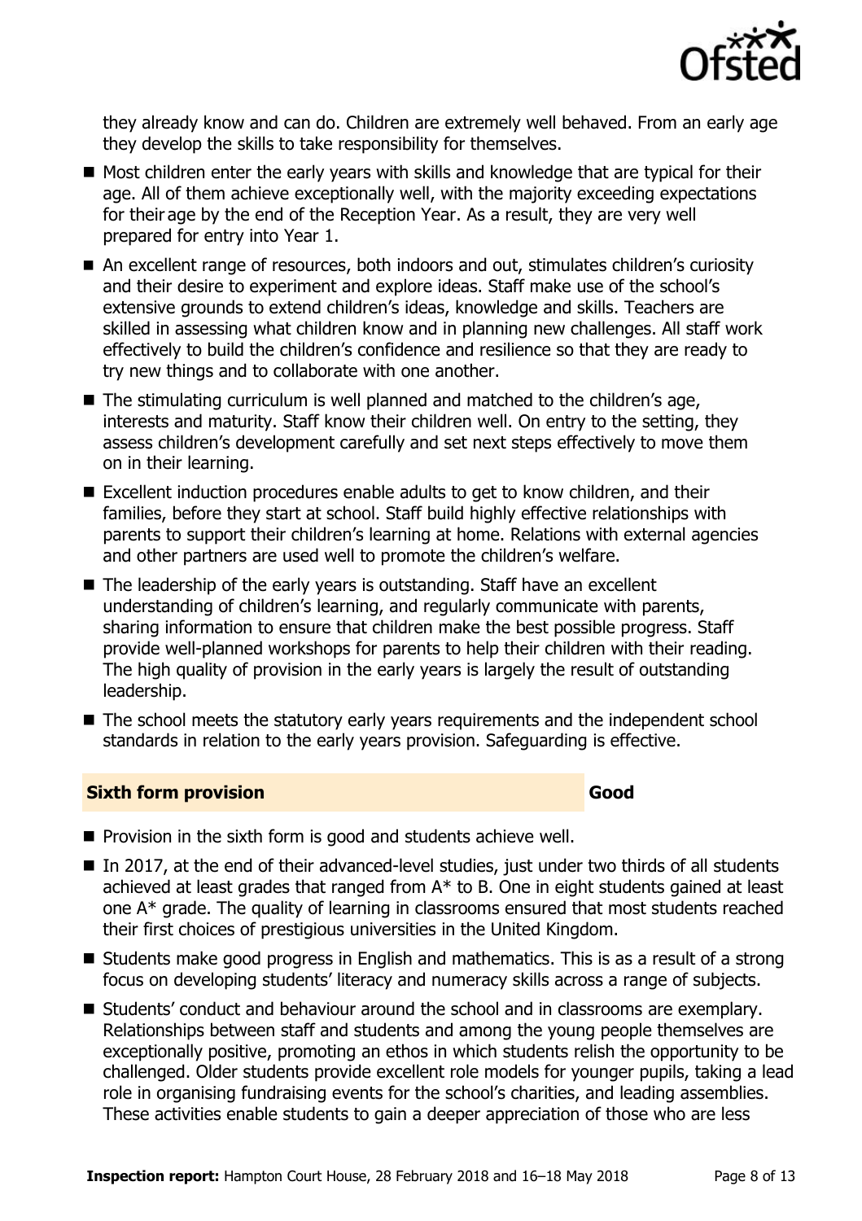they already know and can do. Children are extremely well behaved. From an early age they develop the skills to take responsibility for themselves.

- Most children enter the early years with skills and knowledge that are typical for their age. All of them achieve exceptionally well, with the majority exceeding expectations for their age by the end of the Reception Year. As a result, they are very well prepared for entry into Year 1.
- An excellent range of resources, both indoors and out, stimulates children's curiosity and their desire to experiment and explore ideas. Staff make use of the school's extensive grounds to extend children's ideas, knowledge and skills. Teachers are skilled in assessing what children know and in planning new challenges. All staff work effectively to build the children's confidence and resilience so that they are ready to try new things and to collaborate with one another.
- The stimulating curriculum is well planned and matched to the children's age, interests and maturity. Staff know their children well. On entry to the setting, they assess children's development carefully and set next steps effectively to move them on in their learning.
- Excellent induction procedures enable adults to get to know children, and their families, before they start at school. Staff build highly effective relationships with parents to support their children's learning at home. Relations with external agencies and other partners are used well to promote the children's welfare.
- The leadership of the early years is outstanding. Staff have an excellent understanding of children's learning, and regularly communicate with parents, sharing information to ensure that children make the best possible progress. Staff provide well-planned workshops for parents to help their children with their reading. The high quality of provision in the early years is largely the result of outstanding leadership.
- The school meets the statutory early years requirements and the independent school standards in relation to the early years provision. Safeguarding is effective.

## Sixth form provision — Good

- Provision in the sixth form is good and students achieve well.
- In 2017, at the end of their advanced-level studies, just under two thirds of all students achieved at least grades that ranged from A* to B. One in eight students gained at least one A* grade. The quality of learning in classrooms ensured that most students reached their first choices of prestigious universities in the United Kingdom.
- Students make good progress in English and mathematics. This is as a result of a strong focus on developing students' literacy and numeracy skills across a range of subjects.
- Students' conduct and behaviour around the school and in classrooms are exemplary. Relationships between staff and students and among the young people themselves are exceptionally positive, promoting an ethos in which students relish the opportunity to be challenged. Older students provide excellent role models for younger pupils, taking a lead role in organising fundraising events for the school's charities, and leading assemblies. These activities enable students to gain a deeper appreciation of those who are less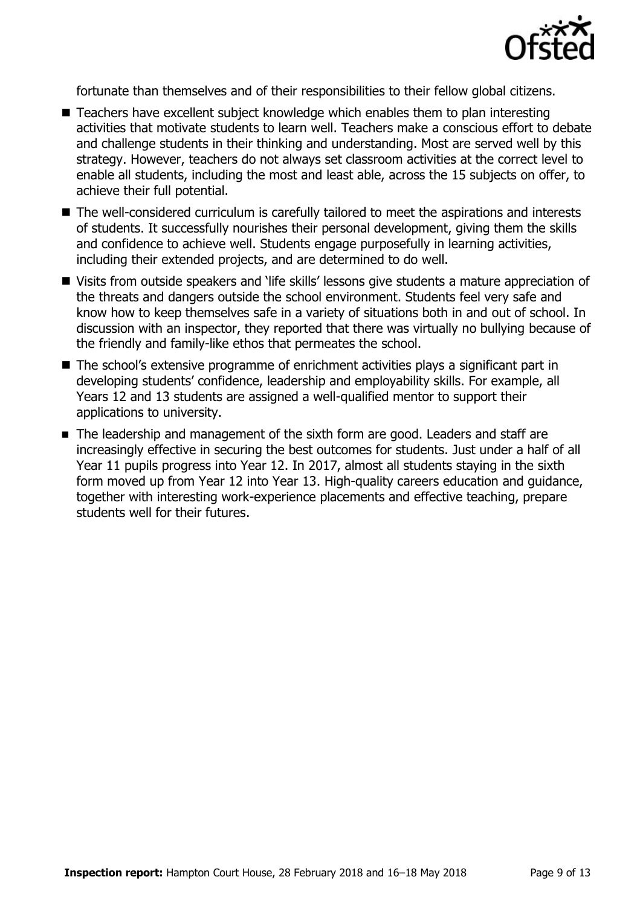fortunate than themselves and of their responsibilities to their fellow global citizens.

- Teachers have excellent subject knowledge which enables them to plan interesting activities that motivate students to learn well. Teachers make a conscious effort to debate and challenge students in their thinking and understanding. Most are served well by this strategy. However, teachers do not always set classroom activities at the correct level to enable all students, including the most and least able, across the 15 subjects on offer, to achieve their full potential.
- The well-considered curriculum is carefully tailored to meet the aspirations and interests of students. It successfully nourishes their personal development, giving them the skills and confidence to achieve well. Students engage purposefully in learning activities, including their extended projects, and are determined to do well.
- Visits from outside speakers and 'life skills' lessons give students a mature appreciation of the threats and dangers outside the school environment. Students feel very safe and know how to keep themselves safe in a variety of situations both in and out of school. In discussion with an inspector, they reported that there was virtually no bullying because of the friendly and family-like ethos that permeates the school.
- The school's extensive programme of enrichment activities plays a significant part in developing students' confidence, leadership and employability skills. For example, all Years 12 and 13 students are assigned a well-qualified mentor to support their applications to university.
- The leadership and management of the sixth form are good. Leaders and staff are increasingly effective in securing the best outcomes for students. Just under a half of all Year 11 pupils progress into Year 12. In 2017, almost all students staying in the sixth form moved up from Year 12 into Year 13. High-quality careers education and guidance, together with interesting work-experience placements and effective teaching, prepare students well for their futures.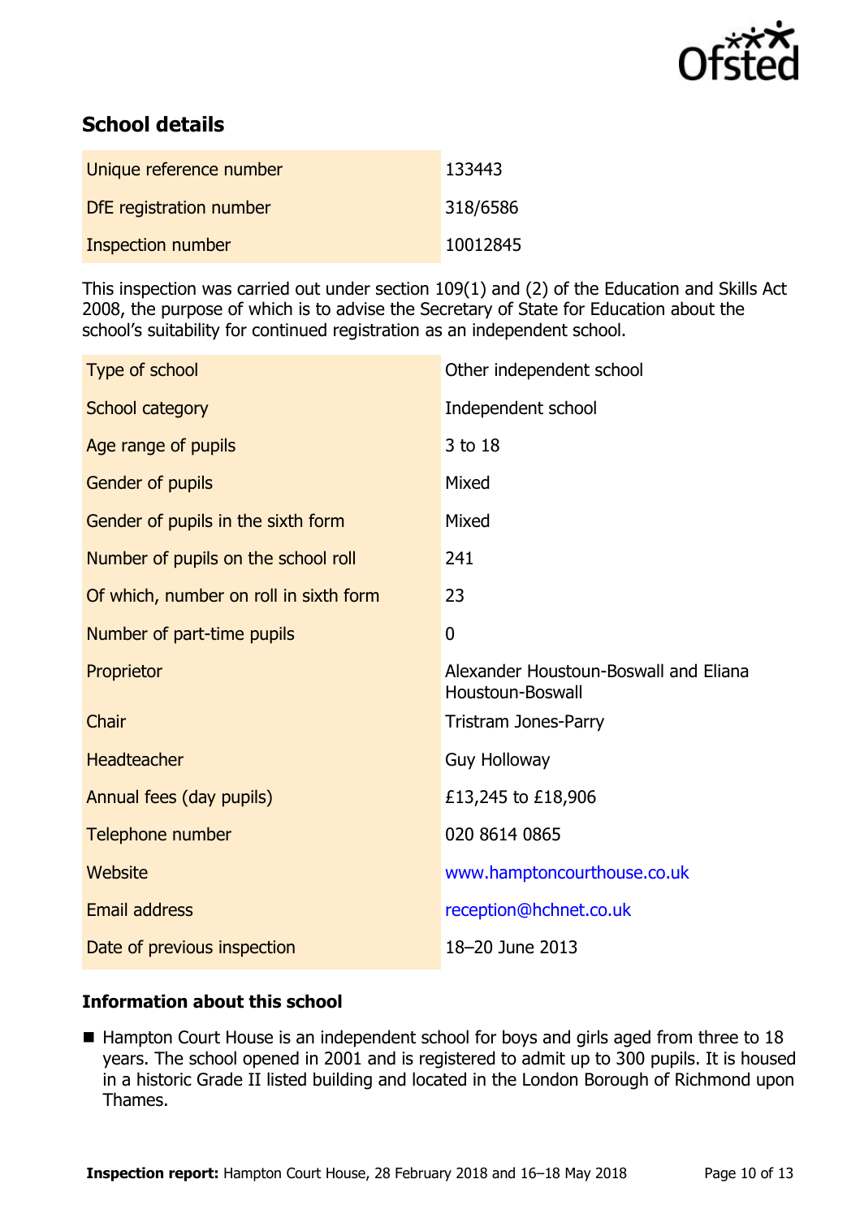## School details

| | |
|---|---|
| Unique reference number | 133443 |
| DfE registration number | 318/6586 |
| Inspection number | 10012845 |

This inspection was carried out under section 109(1) and (2) of the Education and Skills Act 2008, the purpose of which is to advise the Secretary of State for Education about the school's suitability for continued registration as an independent school.

| | |
|---|---|
| Type of school | Other independent school |
| School category | Independent school |
| Age range of pupils | 3 to 18 |
| Gender of pupils | Mixed |
| Gender of pupils in the sixth form | Mixed |
| Number of pupils on the school roll | 241 |
| Of which, number on roll in sixth form | 23 |
| Number of part-time pupils | 0 |
| Proprietor | Alexander Houstoun-Boswall and Eliana Houstoun-Boswall |
| Chair | Tristram Jones-Parry |
| Headteacher | Guy Holloway |
| Annual fees (day pupils) | £13,245 to £18,906 |
| Telephone number | 020 8614 0865 |
| Website | www.hamptoncourthouse.co.uk |
| Email address | reception@hchnet.co.uk |
| Date of previous inspection | 18–20 June 2013 |

### Information about this school

- Hampton Court House is an independent school for boys and girls aged from three to 18 years. The school opened in 2001 and is registered to admit up to 300 pupils. It is housed in a historic Grade II listed building and located in the London Borough of Richmond upon Thames.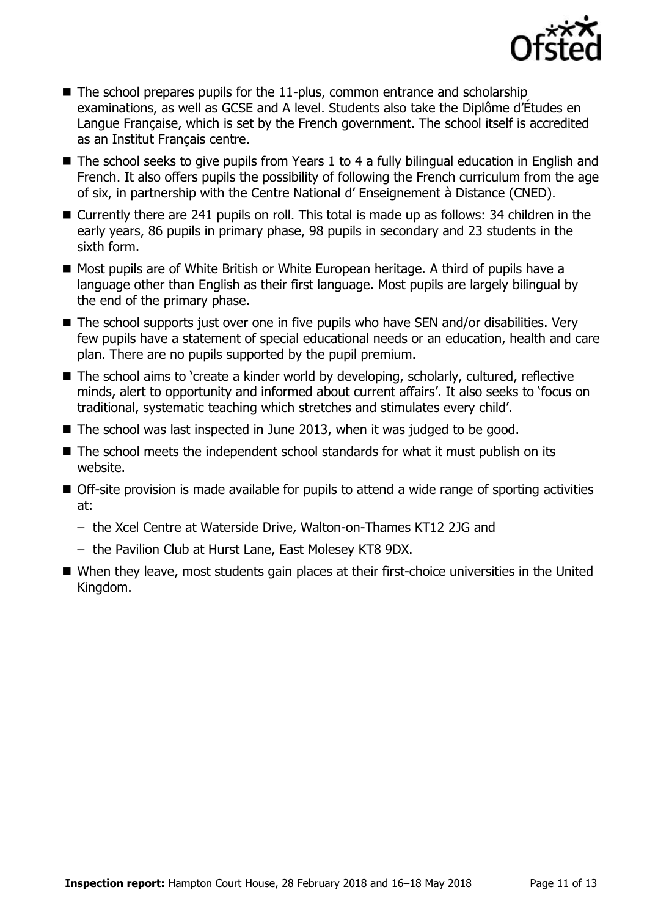- The school prepares pupils for the 11-plus, common entrance and scholarship examinations, as well as GCSE and A level. Students also take the Diplôme d'Études en Langue Française, which is set by the French government. The school itself is accredited as an Institut Français centre.
- The school seeks to give pupils from Years 1 to 4 a fully bilingual education in English and French. It also offers pupils the possibility of following the French curriculum from the age of six, in partnership with the Centre National d' Enseignement à Distance (CNED).
- Currently there are 241 pupils on roll. This total is made up as follows: 34 children in the early years, 86 pupils in primary phase, 98 pupils in secondary and 23 students in the sixth form.
- Most pupils are of White British or White European heritage. A third of pupils have a language other than English as their first language. Most pupils are largely bilingual by the end of the primary phase.
- The school supports just over one in five pupils who have SEN and/or disabilities. Very few pupils have a statement of special educational needs or an education, health and care plan. There are no pupils supported by the pupil premium.
- The school aims to 'create a kinder world by developing, scholarly, cultured, reflective minds, alert to opportunity and informed about current affairs'. It also seeks to 'focus on traditional, systematic teaching which stretches and stimulates every child'.
- The school was last inspected in June 2013, when it was judged to be good.
- The school meets the independent school standards for what it must publish on its website.
- Off-site provision is made available for pupils to attend a wide range of sporting activities at:
  - the Xcel Centre at Waterside Drive, Walton-on-Thames KT12 2JG and
  - the Pavilion Club at Hurst Lane, East Molesey KT8 9DX.
- When they leave, most students gain places at their first-choice universities in the United Kingdom.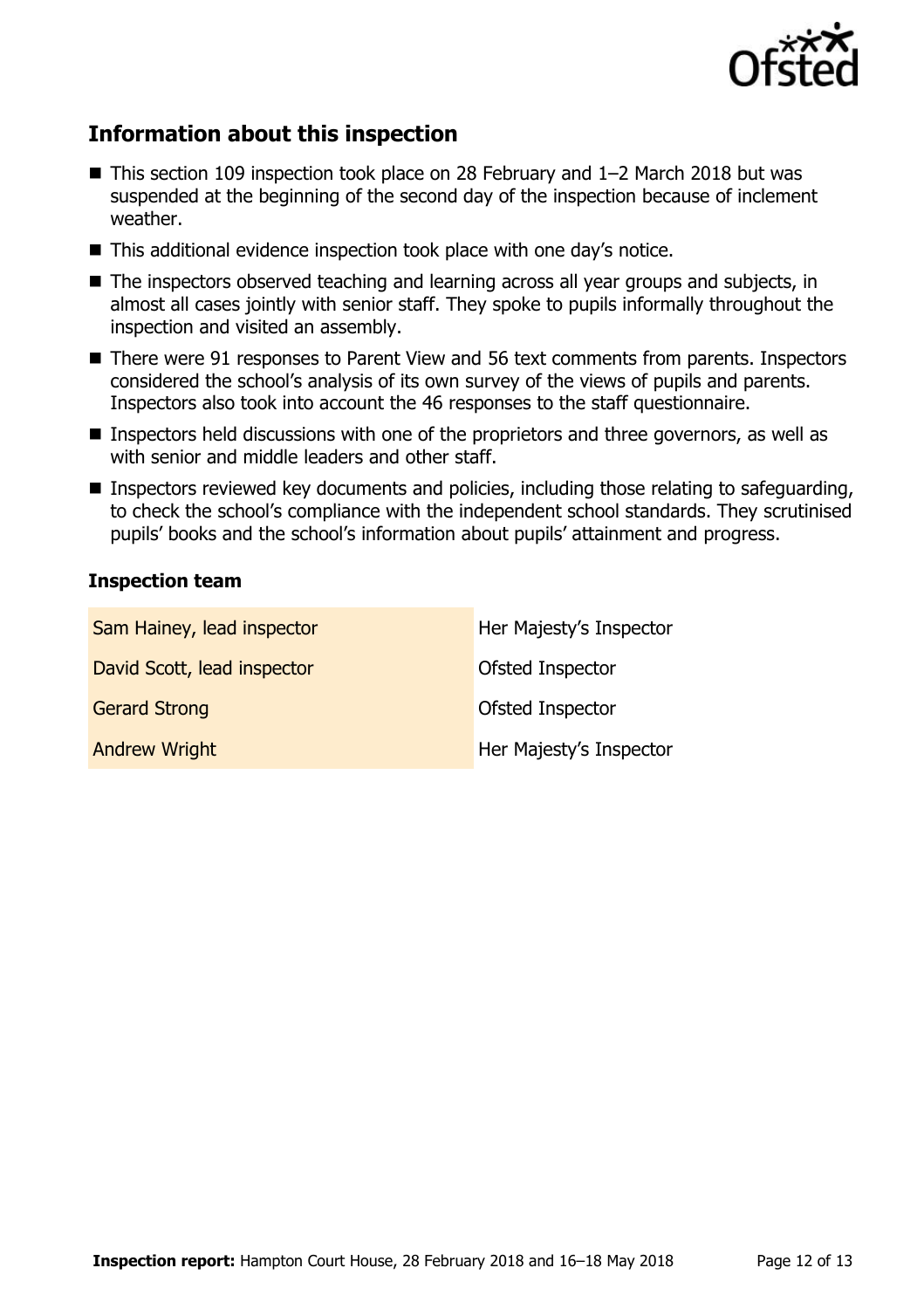## Information about this inspection

- This section 109 inspection took place on 28 February and 1–2 March 2018 but was suspended at the beginning of the second day of the inspection because of inclement weather.
- This additional evidence inspection took place with one day's notice.
- The inspectors observed teaching and learning across all year groups and subjects, in almost all cases jointly with senior staff. They spoke to pupils informally throughout the inspection and visited an assembly.
- There were 91 responses to Parent View and 56 text comments from parents. Inspectors considered the school's analysis of its own survey of the views of pupils and parents. Inspectors also took into account the 46 responses to the staff questionnaire.
- Inspectors held discussions with one of the proprietors and three governors, as well as with senior and middle leaders and other staff.
- Inspectors reviewed key documents and policies, including those relating to safeguarding, to check the school's compliance with the independent school standards. They scrutinised pupils' books and the school's information about pupils' attainment and progress.

### Inspection team

| | |
|---|---|
| Sam Hainey, lead inspector | Her Majesty's Inspector |
| David Scott, lead inspector | Ofsted Inspector |
| Gerard Strong | Ofsted Inspector |
| Andrew Wright | Her Majesty's Inspector |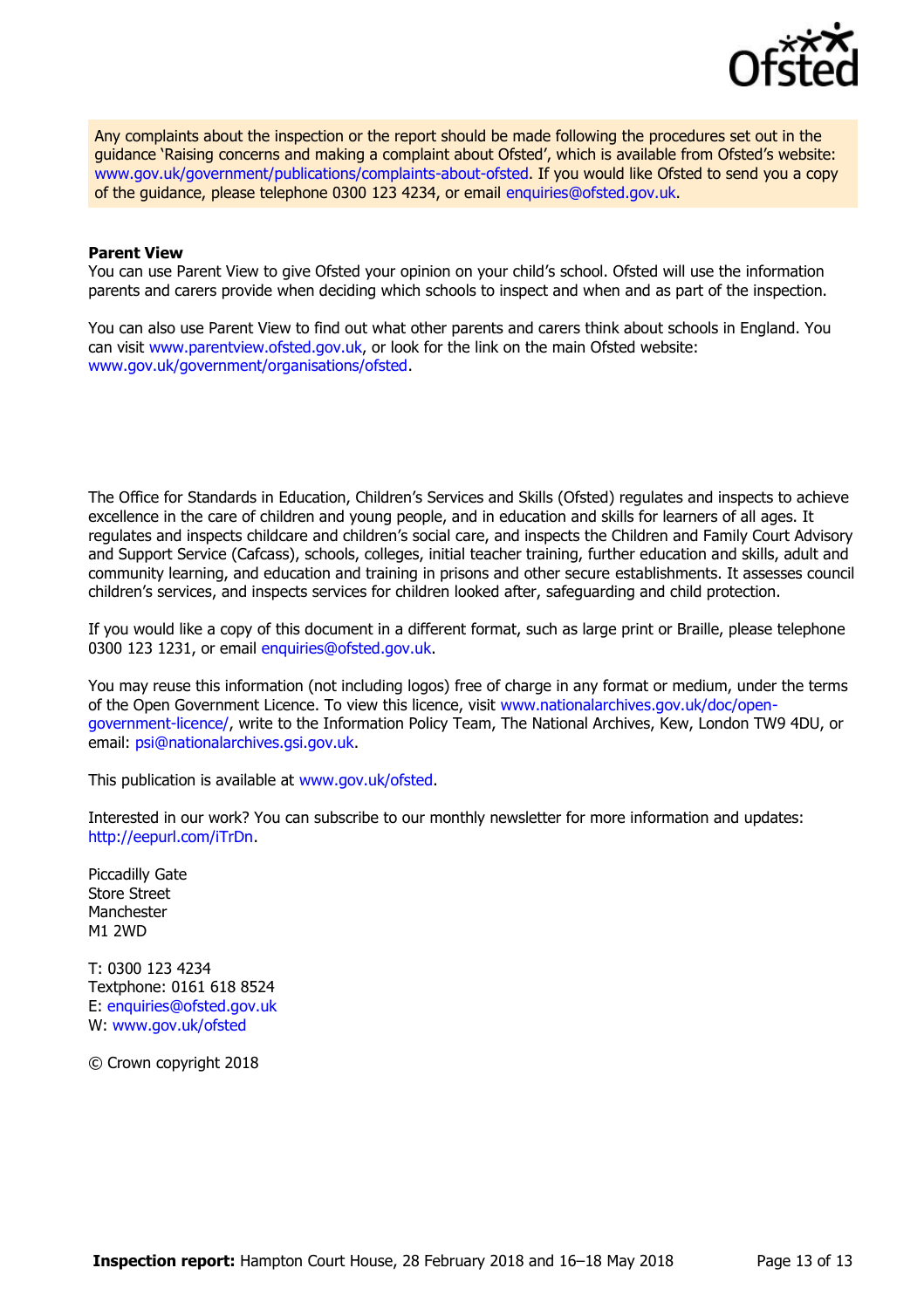Any complaints about the inspection or the report should be made following the procedures set out in the guidance 'Raising concerns and making a complaint about Ofsted', which is available from Ofsted's website: www.gov.uk/government/publications/complaints-about-ofsted. If you would like Ofsted to send you a copy of the guidance, please telephone 0300 123 4234, or email enquiries@ofsted.gov.uk.

**Parent View**

You can use Parent View to give Ofsted your opinion on your child's school. Ofsted will use the information parents and carers provide when deciding which schools to inspect and when and as part of the inspection.

You can also use Parent View to find out what other parents and carers think about schools in England. You can visit www.parentview.ofsted.gov.uk, or look for the link on the main Ofsted website: www.gov.uk/government/organisations/ofsted.

The Office for Standards in Education, Children's Services and Skills (Ofsted) regulates and inspects to achieve excellence in the care of children and young people, and in education and skills for learners of all ages. It regulates and inspects childcare and children's social care, and inspects the Children and Family Court Advisory and Support Service (Cafcass), schools, colleges, initial teacher training, further education and skills, adult and community learning, and education and training in prisons and other secure establishments. It assesses council children's services, and inspects services for children looked after, safeguarding and child protection.

If you would like a copy of this document in a different format, such as large print or Braille, please telephone 0300 123 1231, or email enquiries@ofsted.gov.uk.

You may reuse this information (not including logos) free of charge in any format or medium, under the terms of the Open Government Licence. To view this licence, visit www.nationalarchives.gov.uk/doc/open-government-licence/, write to the Information Policy Team, The National Archives, Kew, London TW9 4DU, or email: psi@nationalarchives.gsi.gov.uk.

This publication is available at www.gov.uk/ofsted.

Interested in our work? You can subscribe to our monthly newsletter for more information and updates: http://eepurl.com/iTrDn.

Piccadilly Gate
Store Street
Manchester
M1 2WD

T: 0300 123 4234
Textphone: 0161 618 8524
E: enquiries@ofsted.gov.uk
W: www.gov.uk/ofsted

© Crown copyright 2018